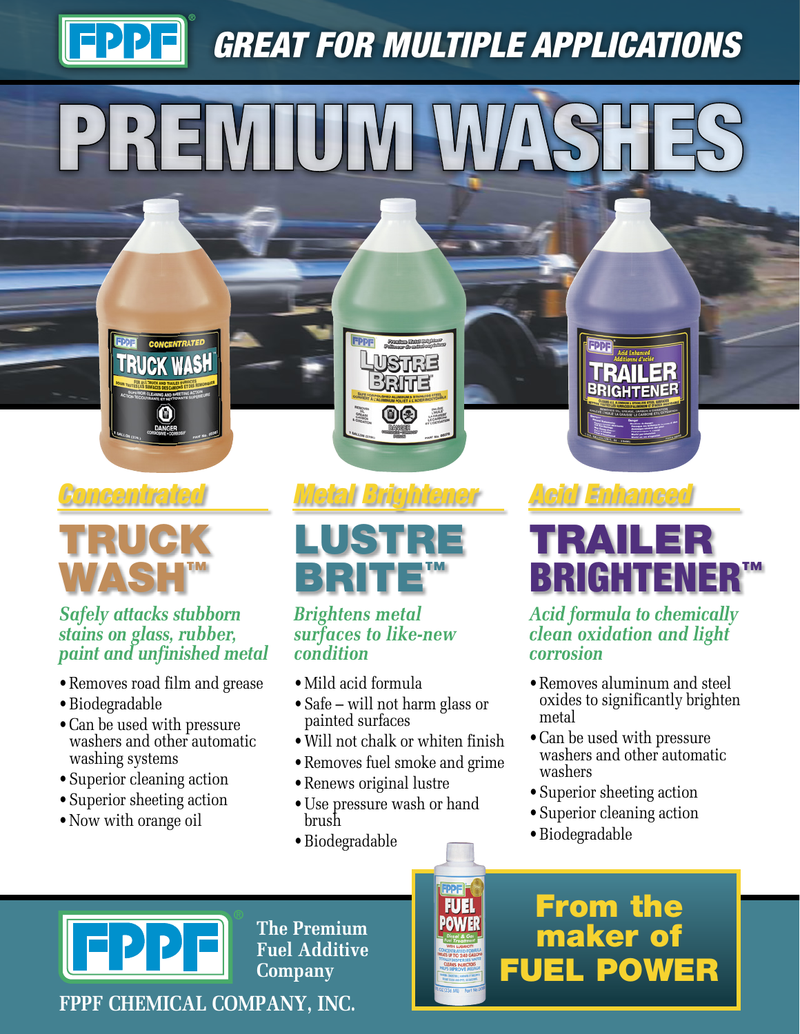# GREAT FOR MULTIPLE APPLICATIONS

# PREMIUM WASHES

## *Concentrated*

## TRUCK WASH™

***Safely attacks stubborn stains on glass, rubber, paint and unfinished metal***

- Removes road film and grease
- Biodegradable
- Can be used with pressure washers and other automatic washing systems
- Superior cleaning action
- Superior sheeting action
- Now with orange oil

## *Metal Brightener*

## LUSTRE BRITE™

***Brightens metal surfaces to like-new condition***

- Mild acid formula
- Safe – will not harm glass or painted surfaces
- Will not chalk or whiten finish
- Removes fuel smoke and grime
- Renews original lustre
- Use pressure wash or hand brush
- Biodegradable

## *Acid Enhanced*

## TRAILER BRIGHTENER™

***Acid formula to chemically clean oxidation and light corrosion***

- Removes aluminum and steel oxides to significantly brighten metal
- Can be used with pressure washers and other automatic washers
- Superior sheeting action
- Superior cleaning action
- Biodegradable

**FPPF** The Premium Fuel Additive Company

**FPPF CHEMICAL COMPANY, INC.**

**From the maker of FUEL POWER**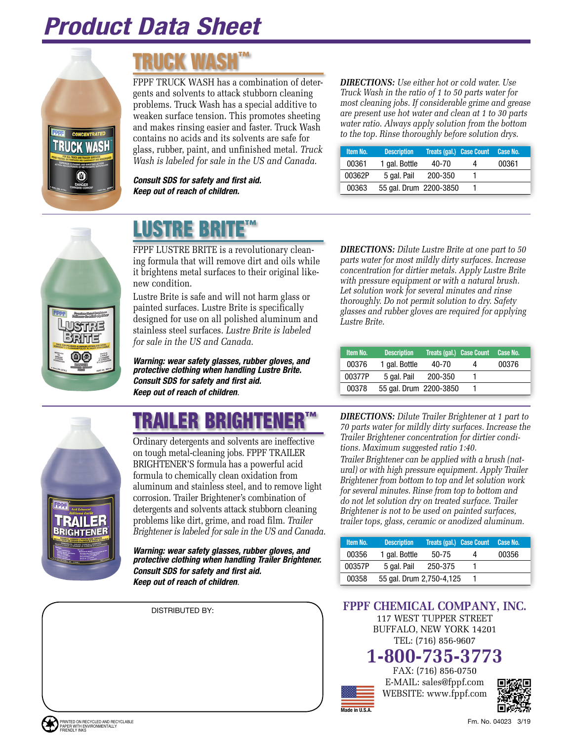# Product Data Sheet

## TRUCK WASH™

FPPF TRUCK WASH has a combination of detergents and solvents to attack stubborn cleaning problems. Truck Wash has a special additive to weaken surface tension. This promotes sheeting and makes rinsing easier and faster. Truck Wash contains no acids and its solvents are safe for glass, rubber, paint, and unfinished metal. *Truck Wash is labeled for sale in the US and Canada.*

***Consult SDS for safety and first aid.***
***Keep out of reach of children.***

***DIRECTIONS:*** *Use either hot or cold water. Use Truck Wash in the ratio of 1 to 50 parts water for most cleaning jobs. If considerable grime and grease are present use hot water and clean at 1 to 30 parts water ratio. Always apply solution from the bottom to the top. Rinse thoroughly before solution drys.*

| Item No. | Description | Treats (gal.) | Case Count | Case No. |
|---|---|---|---|---|
| 00361 | 1 gal. Bottle | 40-70 | 4 | 00361 |
| 00362P | 5 gal. Pail | 200-350 | 1 | |
| 00363 | 55 gal. Drum | 2200-3850 | 1 | |

## LUSTRE BRITE™

FPPF LUSTRE BRITE is a revolutionary cleaning formula that will remove dirt and oils while it brightens metal surfaces to their original like-new condition.

Lustre Brite is safe and will not harm glass or painted surfaces. Lustre Brite is specifically designed for use on all polished aluminum and stainless steel surfaces. *Lustre Brite is labeled for sale in the US and Canada.*

***Warning: wear safety glasses, rubber gloves, and protective clothing when handling Lustre Brite.***
***Consult SDS for safety and first aid.***
***Keep out of reach of children.***

***DIRECTIONS:*** *Dilute Lustre Brite at one part to 50 parts water for most mildly dirty surfaces. Increase concentration for dirtier metals. Apply Lustre Brite with pressure equipment or with a natural brush. Let solution work for several minutes and rinse thoroughly. Do not permit solution to dry. Safety glasses and rubber gloves are required for applying Lustre Brite.*

| Item No. | Description | Treats (gal.) | Case Count | Case No. |
|---|---|---|---|---|
| 00376 | 1 gal. Bottle | 40-70 | 4 | 00376 |
| 00377P | 5 gal. Pail | 200-350 | 1 | |
| 00378 | 55 gal. Drum | 2200-3850 | 1 | |

## TRAILER BRIGHTENER™

Ordinary detergents and solvents are ineffective on tough metal-cleaning jobs. FPPF TRAILER BRIGHTENER'S formula has a powerful acid formula to chemically clean oxidation from aluminum and stainless steel, and to remove light corrosion. Trailer Brightener's combination of detergents and solvents attack stubborn cleaning problems like dirt, grime, and road film. *Trailer Brightener is labeled for sale in the US and Canada.*

***Warning: wear safety glasses, rubber gloves, and protective clothing when handling Trailer Brightener.***
***Consult SDS for safety and first aid.***
***Keep out of reach of children.***

***DIRECTIONS:*** *Dilute Trailer Brightener at 1 part to 70 parts water for mildly dirty surfaces. Increase the Trailer Brightener concentration for dirtier conditions. Maximum suggested ratio 1:40.*

*Trailer Brightener can be applied with a brush (natural) or with high pressure equipment. Apply Trailer Brightener from bottom to top and let solution work for several minutes. Rinse from top to bottom and do not let solution dry on treated surface. Trailer Brightener is not to be used on painted surfaces, trailer tops, glass, ceramic or anodized aluminum.*

| Item No. | Description | Treats (gal.) | Case Count | Case No. |
|---|---|---|---|---|
| 00356 | 1 gal. Bottle | 50-75 | 4 | 00356 |
| 00357P | 5 gal. Pail | 250-375 | 1 | |
| 00358 | 55 gal. Drum | 2,750-4,125 | 1 | |

DISTRIBUTED BY:

**FPPF CHEMICAL COMPANY, INC.**
117 WEST TUPPER STREET
BUFFALO, NEW YORK 14201
TEL: (716) 856-9607
**1-800-735-3773**
FAX: (716) 856-0750
E-MAIL: sales@fppf.com
WEBSITE: www.fppf.com

Made in U.S.A.

PRINTED ON RECYCLED AND RECYCLABLE PAPER WITH ENVIRONMENTALLY FRIENDLY INKS

Fm. No. 04023 3/19